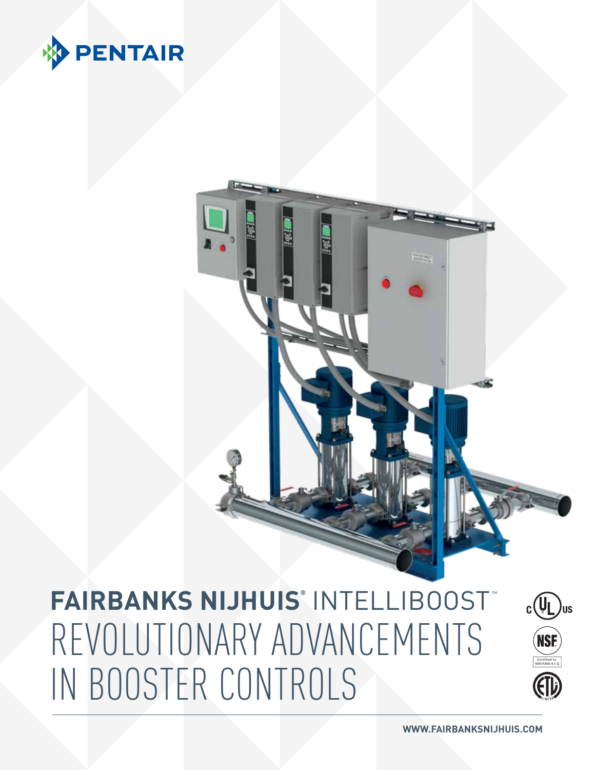PENTAIR

# FAIRBANKS NIJHUIS® INTELLIBOOST™

# REVOLUTIONARY ADVANCEMENTS IN BOOSTER CONTROLS

Certified to NSF/ANSI 61-G

WWW.FAIRBANKSNIJHUIS.COM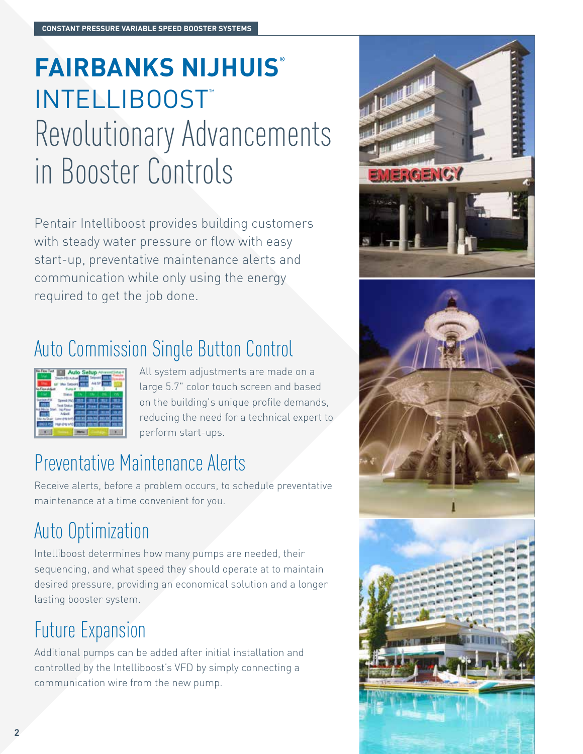CONSTANT PRESSURE VARIABLE SPEED BOOSTER SYSTEMS

# FAIRBANKS NIJHUIS® INTELLIBOOST™ Revolutionary Advancements in Booster Controls

Pentair Intelliboost provides building customers with steady water pressure or flow with easy start-up, preventative maintenance alerts and communication while only using the energy required to get the job done.

## Auto Commission Single Button Control

All system adjustments are made on a large 5.7" color touch screen and based on the building's unique profile demands, reducing the need for a technical expert to perform start-ups.

## Preventative Maintenance Alerts

Receive alerts, before a problem occurs, to schedule preventative maintenance at a time convenient for you.

## Auto Optimization

Intelliboost determines how many pumps are needed, their sequencing, and what speed they should operate at to maintain desired pressure, providing an economical solution and a longer lasting booster system.

## Future Expansion

Additional pumps can be added after initial installation and controlled by the Intelliboost's VFD by simply connecting a communication wire from the new pump.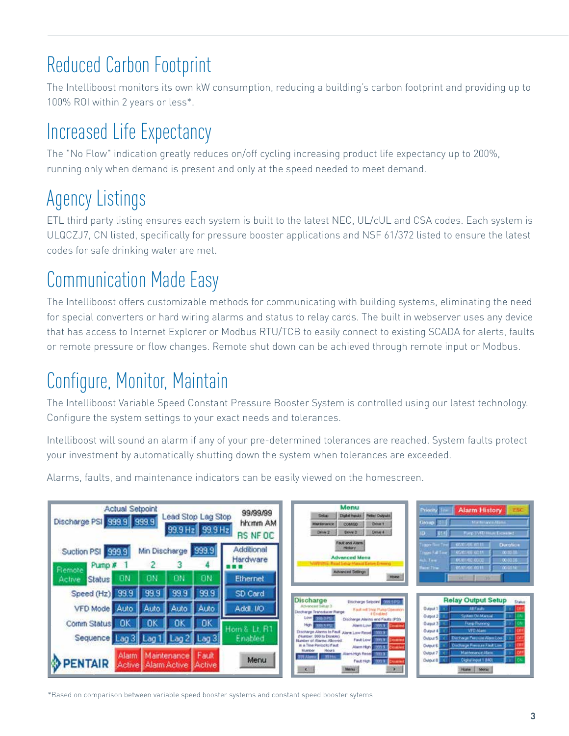## Reduced Carbon Footprint

The Intelliboost monitors its own kW consumption, reducing a building's carbon footprint and providing up to 100% ROI within 2 years or less*.

## Increased Life Expectancy

The "No Flow" indication greatly reduces on/off cycling increasing product life expectancy up to 200%, running only when demand is present and only at the speed needed to meet demand.

## Agency Listings

ETL third party listing ensures each system is built to the latest NEC, UL/cUL and CSA codes. Each system is ULQCZJ7, CN listed, specifically for pressure booster applications and NSF 61/372 listed to ensure the latest codes for safe drinking water are met.

## Communication Made Easy

The Intelliboost offers customizable methods for communicating with building systems, eliminating the need for special converters or hard wiring alarms and status to relay cards. The built in webserver uses any device that has access to Internet Explorer or Modbus RTU/TCB to easily connect to existing SCADA for alerts, faults or remote pressure or flow changes. Remote shut down can be achieved through remote input or Modbus.

## Configure, Monitor, Maintain

The Intelliboost Variable Speed Constant Pressure Booster System is controlled using our latest technology. Configure the system settings to your exact needs and tolerances.

Intelliboost will sound an alarm if any of your pre-determined tolerances are reached. System faults protect your investment by automatically shutting down the system when tolerances are exceeded.

Alarms, faults, and maintenance indicators can be easily viewed on the homescreen.

*Based on comparison between variable speed booster systems and constant speed booster sytems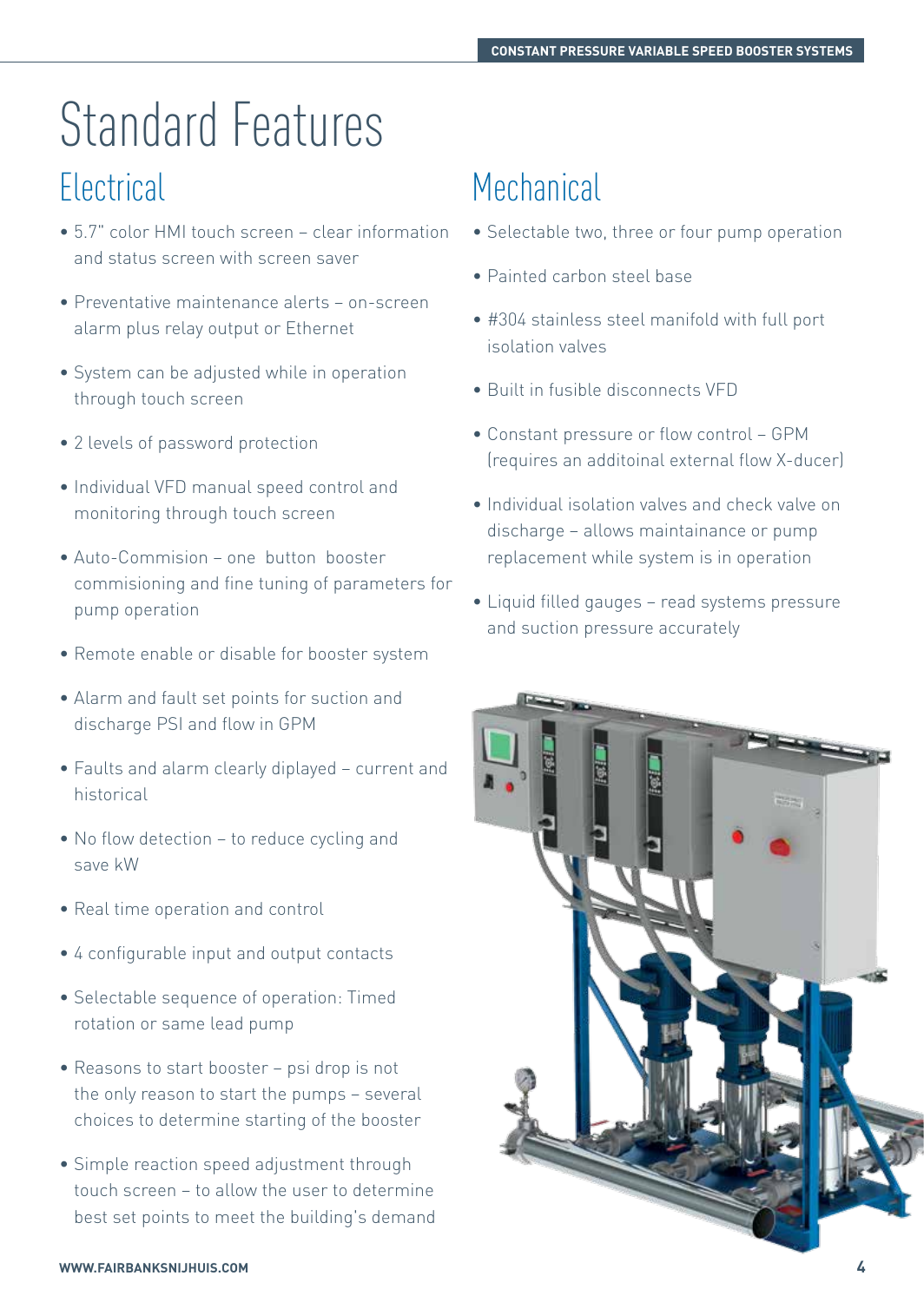# Standard Features

## Electrical

- 5.7" color HMI touch screen – clear information and status screen with screen saver
- Preventative maintenance alerts – on-screen alarm plus relay output or Ethernet
- System can be adjusted while in operation through touch screen
- 2 levels of password protection
- Individual VFD manual speed control and monitoring through touch screen
- Auto-Commision – one button booster commisioning and fine tuning of parameters for pump operation
- Remote enable or disable for booster system
- Alarm and fault set points for suction and discharge PSI and flow in GPM
- Faults and alarm clearly diplayed – current and historical
- No flow detection – to reduce cycling and save kW
- Real time operation and control
- 4 configurable input and output contacts
- Selectable sequence of operation: Timed rotation or same lead pump
- Reasons to start booster – psi drop is not the only reason to start the pumps – several choices to determine starting of the booster
- Simple reaction speed adjustment through touch screen – to allow the user to determine best set points to meet the building's demand

## Mechanical

- Selectable two, three or four pump operation
- Painted carbon steel base
- #304 stainless steel manifold with full port isolation valves
- Built in fusible disconnects VFD
- Constant pressure or flow control – GPM (requires an additoinal external flow X-ducer)
- Individual isolation valves and check valve on discharge – allows maintainance or pump replacement while system is in operation
- Liquid filled gauges – read systems pressure and suction pressure accurately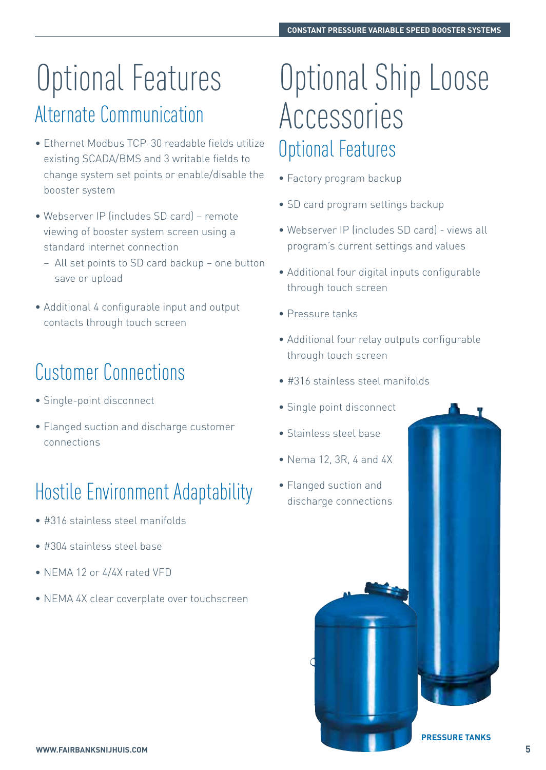# Optional Features

## Alternate Communication

- Ethernet Modbus TCP-30 readable fields utilize existing SCADA/BMS and 3 writable fields to change system set points or enable/disable the booster system
- Webserver IP (includes SD card) – remote viewing of booster system screen using a standard internet connection
  - All set points to SD card backup – one button save or upload
- Additional 4 configurable input and output contacts through touch screen

## Customer Connections

- Single-point disconnect
- Flanged suction and discharge customer connections

## Hostile Environment Adaptability

- #316 stainless steel manifolds
- #304 stainless steel base
- NEMA 12 or 4/4X rated VFD
- NEMA 4X clear coverplate over touchscreen

# Optional Ship Loose Accessories

## Optional Features

- Factory program backup
- SD card program settings backup
- Webserver IP (includes SD card) - views all program's current settings and values
- Additional four digital inputs configurable through touch screen
- Pressure tanks
- Additional four relay outputs configurable through touch screen
- #316 stainless steel manifolds
- Single point disconnect
- Stainless steel base
- Nema 12, 3R, 4 and 4X
- Flanged suction and discharge connections

**PRESSURE TANKS**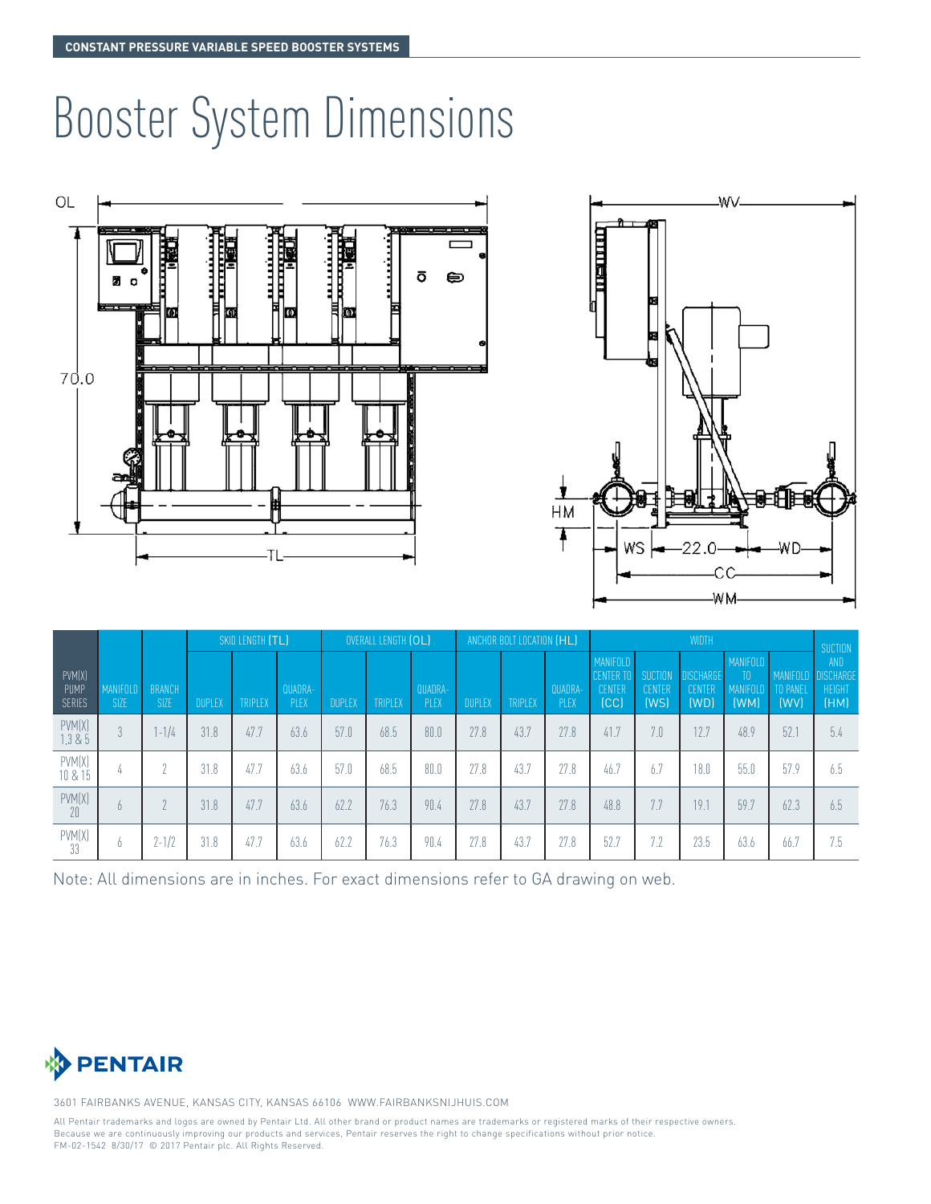# Booster System Dimensions

OL

70.0

TL

WV

HM

WS

22.0

WD

CC

WM

| PVM(X) PUMP SERIES | MANIFOLD SIZE | BRANCH SIZE | SKID LENGTH (TL) | | | OVERALL LENGTH (OL) | | | ANCHOR BOLT LOCATION (HL) | | | WIDTH | | | | | SUCTION AND DISCHARGE HEIGHT (HM) |
|---|---|---|---|---|---|---|---|---|---|---|---|---|---|---|---|---|---|
| | | | DUPLEX | TRIPLEX | QUADRA-PLEX | DUPLEX | TRIPLEX | QUADRA-PLEX | DUPLEX | TRIPLEX | QUADRA-PLEX | MANIFOLD CENTER TO CENTER (CC) | SUCTION CENTER (WS) | DISCHARGE CENTER (WD) | MANIFOLD TO MANIFOLD (WM) | MANIFOLD TO PANEL (WV) | |
| PVM(X) 1,3 & 5 | 3 | 1-1/4 | 31.8 | 47.7 | 63.6 | 57.0 | 68.5 | 80.0 | 27.8 | 43.7 | 27.8 | 41.7 | 7.0 | 12.7 | 48.9 | 52.1 | 5.4 |
| PVM(X) 10 & 15 | 4 | 2 | 31.8 | 47.7 | 63.6 | 57.0 | 68.5 | 80.0 | 27.8 | 43.7 | 27.8 | 46.7 | 6.7 | 18.0 | 55.0 | 57.9 | 6.5 |
| PVM(X) 20 | 6 | 2 | 31.8 | 47.7 | 63.6 | 62.2 | 76.3 | 90.4 | 27.8 | 43.7 | 27.8 | 48.8 | 7.7 | 19.1 | 59.7 | 62.3 | 6.5 |
| PVM(X) 33 | 6 | 2-1/2 | 31.8 | 47.7 | 63.6 | 62.2 | 76.3 | 90.4 | 27.8 | 43.7 | 27.8 | 52.7 | 7.2 | 23.5 | 63.6 | 66.7 | 7.5 |

Note: All dimensions are in inches. For exact dimensions refer to GA drawing on web.

PENTAIR

3601 FAIRBANKS AVENUE, KANSAS CITY, KANSAS 66106 WWW.FAIRBANKSNIJHUIS.COM

All Pentair trademarks and logos are owned by Pentair Ltd. All other brand or product names are trademarks or registered marks of their respective owners.
Because we are continuously improving our products and services, Pentair reserves the right to change specifications without prior notice.
FM-02-1542 8/30/17 © 2017 Pentair plc. All Rights Reserved.